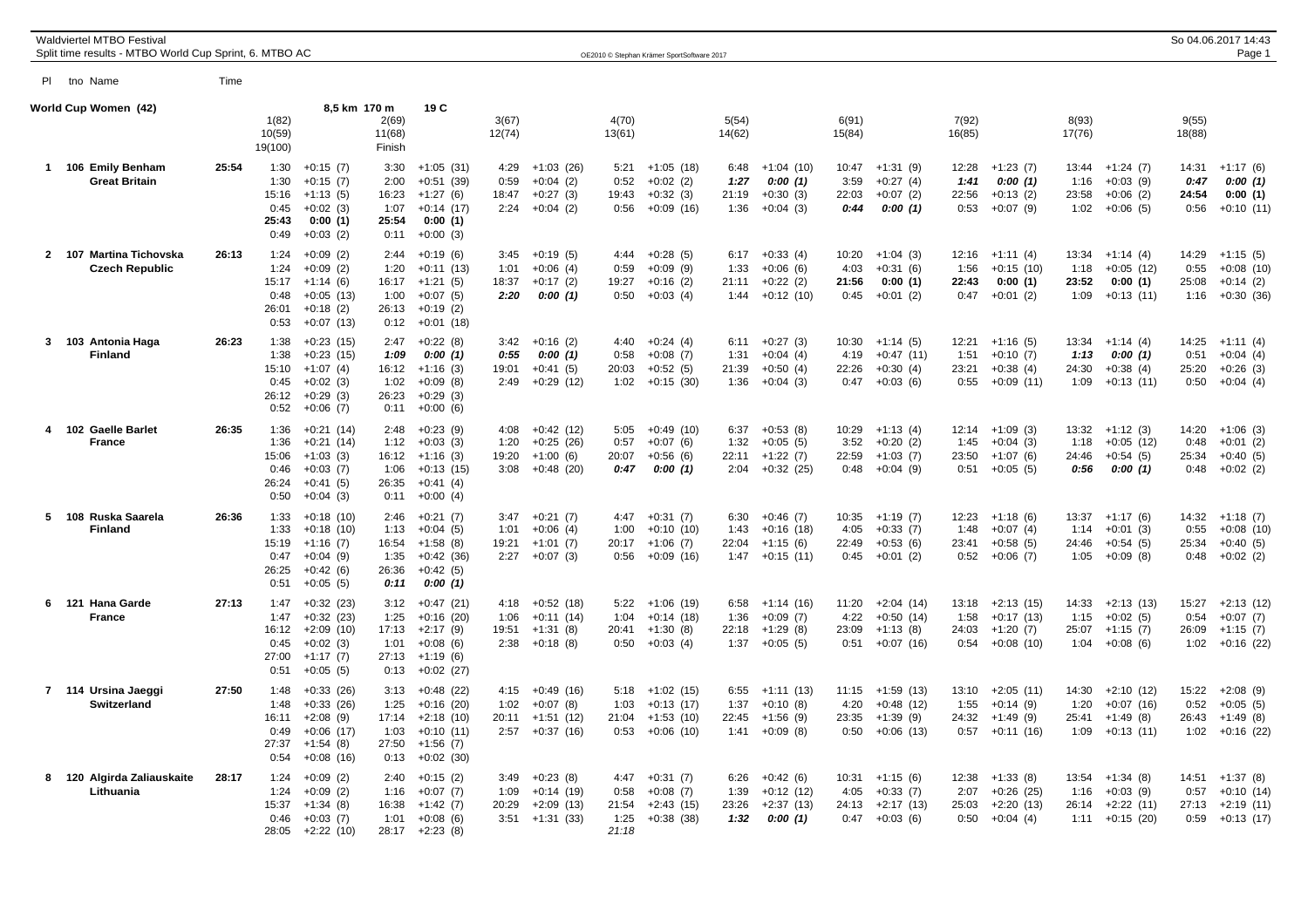# Waldviertel MTBO Festival

Split time results - MTBO World Cup Sprint, 6. MTBO AC

**World Cup Women (42)** 8,5 km 170 m 19 C

| Pl | tno | Name | Time | 1(82) | 2(69) | 3(67) | 4(70) | 5(54) | 6(91) | 7(92) | 8(93) | 9(55) |
|---|---|---|---|---|---|---|---|---|---|---|---|---|
| | | | | 10(59) | 11(68) | 12(74) | 13(61) | 14(62) | 15(84) | 16(85) | 17(76) | 18(88) |
| | | | | 19(100) | Finish | | | | | | | |
| 1 | 106 | Emily Benham | 25:54 | 1:30 +0:15 (7) | 3:30 +1:05 (31) | 4:29 +1:03 (26) | 5:21 +1:05 (18) | 6:48 +1:04 (10) | 10:47 +1:31 (9) | 12:28 +1:23 (7) | 13:44 +1:24 (7) | 14:31 +1:17 (6) |
| | | Great Britain | | 1:30 +0:15 (7) | 2:00 +0:51 (39) | 0:59 +0:04 (2) | 0:52 +0:02 (2) | 1:27 0:00 (1) | 3:59 +0:27 (4) | 1:41 0:00 (1) | 1:16 +0:03 (9) | 0:47 0:00 (1) |
| | | | | 15:16 +1:13 (5) | 16:23 +1:27 (6) | 18:47 +0:27 (3) | 19:43 +0:32 (3) | 21:19 +0:30 (3) | 22:03 +0:07 (2) | 22:56 +0:13 (2) | 23:58 +0:06 (2) | 24:54 0:00 (1) |
| | | | | 0:45 +0:02 (3) | 1:07 +0:14 (17) | 2:24 +0:04 (2) | 0:56 +0:09 (16) | 1:36 +0:04 (3) | 0:44 0:00 (1) | 0:53 +0:07 (9) | 1:02 +0:06 (5) | 0:56 +0:10 (11) |
| | | | | 25:43 0:00 (1) | 25:54 0:00 (1) | | | | | | | |
| | | | | 0:49 +0:03 (2) | 0:11 +0:00 (3) | | | | | | | |
| 2 | 107 | Martina Tichovska | 26:13 | 1:24 +0:09 (2) | 2:44 +0:19 (6) | 3:45 +0:19 (5) | 4:44 +0:28 (5) | 6:17 +0:33 (4) | 10:20 +1:04 (3) | 12:16 +1:11 (4) | 13:34 +1:14 (4) | 14:29 +1:15 (5) |
| | | Czech Republic | | 1:24 +0:09 (2) | 1:20 +0:11 (13) | 1:01 +0:06 (4) | 0:59 +0:09 (9) | 1:33 +0:06 (6) | 4:03 +0:31 (6) | 1:56 +0:15 (10) | 1:18 +0:05 (12) | 0:55 +0:08 (10) |
| | | | | 15:17 +1:14 (6) | 16:17 +1:21 (5) | 18:37 +0:17 (2) | 19:27 +0:16 (2) | 21:11 +0:22 (2) | 21:56 0:00 (1) | 22:43 0:00 (1) | 23:52 0:00 (1) | 25:08 +0:14 (2) |
| | | | | 0:48 +0:05 (13) | 1:00 +0:07 (5) | 2:20 0:00 (1) | 0:50 +0:03 (4) | 1:44 +0:12 (10) | 0:45 +0:01 (2) | 0:47 +0:01 (2) | 1:09 +0:13 (11) | 1:16 +0:30 (36) |
| | | | | 26:01 +0:18 (2) | 26:13 +0:19 (2) | | | | | | | |
| | | | | 0:53 +0:07 (13) | 0:12 +0:01 (18) | | | | | | | |
| 3 | 103 | Antonia Haga | 26:23 | 1:38 +0:23 (15) | 2:47 +0:22 (8) | 3:42 +0:16 (2) | 4:40 +0:24 (4) | 6:11 +0:27 (3) | 10:30 +1:14 (5) | 12:21 +1:16 (5) | 13:34 +1:14 (4) | 14:25 +1:11 (4) |
| | | Finland | | 1:38 +0:23 (15) | 1:09 0:00 (1) | 0:55 0:00 (1) | 0:58 +0:08 (7) | 1:31 +0:04 (4) | 4:19 +0:47 (11) | 1:51 +0:10 (7) | 1:13 0:00 (1) | 0:51 +0:04 (4) |
| | | | | 15:10 +1:07 (4) | 16:12 +1:16 (3) | 19:01 +0:41 (5) | 20:03 +0:52 (5) | 21:39 +0:50 (4) | 22:26 +0:30 (4) | 23:21 +0:38 (4) | 24:30 +0:38 (4) | 25:20 +0:26 (3) |
| | | | | 0:45 +0:02 (3) | 1:02 +0:09 (8) | 2:49 +0:29 (12) | 1:02 +0:15 (30) | 1:36 +0:04 (3) | 0:47 +0:03 (6) | 0:55 +0:09 (11) | 1:09 +0:13 (11) | 0:50 +0:04 (4) |
| | | | | 26:12 +0:29 (3) | 26:23 +0:29 (3) | | | | | | | |
| | | | | 0:52 +0:06 (7) | 0:11 +0:00 (6) | | | | | | | |
| 4 | 102 | Gaelle Barlet | 26:35 | 1:36 +0:21 (14) | 2:48 +0:23 (9) | 4:08 +0:42 (12) | 5:05 +0:49 (10) | 6:37 +0:53 (8) | 10:29 +1:13 (4) | 12:14 +1:09 (3) | 13:32 +1:12 (3) | 14:20 +1:06 (3) |
| | | France | | 1:36 +0:21 (14) | 1:12 +0:03 (3) | 1:20 +0:25 (26) | 0:57 +0:07 (6) | 1:32 +0:05 (5) | 3:52 +0:20 (2) | 1:45 +0:04 (3) | 1:18 +0:05 (12) | 0:48 +0:01 (2) |
| | | | | 15:06 +1:03 (3) | 16:12 +1:16 (3) | 19:20 +1:00 (6) | 20:07 +0:56 (6) | 22:11 +1:22 (7) | 22:59 +1:03 (7) | 23:50 +1:07 (6) | 24:46 +0:54 (5) | 25:34 +0:40 (5) |
| | | | | 0:46 +0:03 (7) | 1:06 +0:13 (15) | 3:08 +0:48 (20) | 0:47 0:00 (1) | 2:04 +0:32 (25) | 0:48 +0:04 (9) | 0:51 +0:05 (5) | 0:56 0:00 (1) | 0:48 +0:02 (2) |
| | | | | 26:24 +0:41 (5) | 26:35 +0:41 (4) | | | | | | | |
| | | | | 0:50 +0:04 (3) | 0:11 +0:00 (4) | | | | | | | |
| 5 | 108 | Ruska Saarela | 26:36 | 1:33 +0:18 (10) | 2:46 +0:21 (7) | 3:47 +0:21 (7) | 4:47 +0:31 (7) | 6:30 +0:46 (7) | 10:35 +1:19 (7) | 12:23 +1:18 (6) | 13:37 +1:17 (6) | 14:32 +1:18 (7) |
| | | Finland | | 1:33 +0:18 (10) | 1:13 +0:04 (5) | 1:01 +0:06 (4) | 1:00 +0:10 (10) | 1:43 +0:16 (18) | 4:05 +0:33 (7) | 1:48 +0:07 (4) | 1:14 +0:01 (3) | 0:55 +0:08 (10) |
| | | | | 15:19 +1:16 (7) | 16:54 +1:58 (8) | 19:21 +1:01 (7) | 20:17 +1:06 (7) | 22:04 +1:15 (6) | 22:49 +0:53 (6) | 23:41 +0:58 (5) | 24:46 +0:54 (5) | 25:34 +0:40 (5) |
| | | | | 0:47 +0:04 (9) | 1:35 +0:42 (36) | 2:27 +0:07 (3) | 0:56 +0:09 (16) | 1:47 +0:15 (11) | 0:45 +0:01 (2) | 0:52 +0:06 (7) | 1:05 +0:09 (8) | 0:48 +0:02 (2) |
| | | | | 26:25 +0:42 (6) | 26:36 +0:42 (5) | | | | | | | |
| | | | | 0:51 +0:05 (5) | 0:11 0:00 (1) | | | | | | | |
| 6 | 121 | Hana Garde | 27:13 | 1:47 +0:32 (23) | 3:12 +0:47 (21) | 4:18 +0:52 (18) | 5:22 +1:06 (19) | 6:58 +1:14 (16) | 11:20 +2:04 (14) | 13:18 +2:13 (15) | 14:33 +2:13 (13) | 15:27 +2:13 (12) |
| | | France | | 1:47 +0:32 (23) | 1:25 +0:16 (20) | 1:06 +0:11 (14) | 1:04 +0:14 (18) | 1:36 +0:09 (7) | 4:22 +0:50 (14) | 1:58 +0:17 (13) | 1:15 +0:02 (5) | 0:54 +0:07 (7) |
| | | | | 16:12 +2:09 (10) | 17:13 +2:17 (9) | 19:51 +1:31 (8) | 20:41 +1:30 (8) | 22:18 +1:29 (8) | 23:09 +1:13 (8) | 24:03 +1:20 (7) | 25:07 +1:15 (7) | 26:09 +1:15 (7) |
| | | | | 0:45 +0:02 (3) | 1:01 +0:08 (6) | 2:38 +0:18 (8) | 0:50 +0:03 (4) | 1:37 +0:05 (5) | 0:51 +0:07 (16) | 0:54 +0:08 (10) | 1:04 +0:08 (6) | 1:02 +0:16 (22) |
| | | | | 27:00 +1:17 (7) | 27:13 +1:19 (6) | | | | | | | |
| | | | | 0:51 +0:05 (5) | 0:13 +0:02 (27) | | | | | | | |
| 7 | 114 | Ursina Jaeggi | 27:50 | 1:48 +0:33 (26) | 3:13 +0:48 (22) | 4:15 +0:49 (16) | 5:18 +1:02 (15) | 6:55 +1:11 (13) | 11:15 +1:59 (13) | 13:10 +2:05 (11) | 14:30 +2:10 (12) | 15:22 +2:08 (9) |
| | | Switzerland | | 1:48 +0:33 (26) | 1:25 +0:16 (20) | 1:02 +0:07 (8) | 1:03 +0:13 (17) | 1:37 +0:10 (8) | 4:20 +0:48 (12) | 1:55 +0:14 (9) | 1:20 +0:07 (16) | 0:52 +0:05 (5) |
| | | | | 16:11 +2:08 (9) | 17:14 +2:18 (10) | 20:11 +1:51 (12) | 21:04 +1:53 (10) | 22:45 +1:56 (9) | 23:35 +1:39 (9) | 24:32 +1:49 (9) | 25:41 +1:49 (8) | 26:43 +1:49 (8) |
| | | | | 0:49 +0:06 (17) | 1:03 +0:10 (11) | 2:57 +0:37 (16) | 0:53 +0:06 (10) | 1:41 +0:09 (8) | 0:50 +0:06 (13) | 0:57 +0:11 (16) | 1:09 +0:13 (11) | 1:02 +0:16 (22) |
| | | | | 27:37 +1:54 (8) | 27:50 +1:56 (7) | | | | | | | |
| | | | | 0:54 +0:08 (16) | 0:13 +0:02 (30) | | | | | | | |
| 8 | 120 | Algirda Zaliauskaite | 28:17 | 1:24 +0:09 (2) | 2:40 +0:15 (2) | 3:49 +0:23 (8) | 4:47 +0:31 (7) | 6:26 +0:42 (6) | 10:31 +1:15 (6) | 12:38 +1:33 (8) | 13:54 +1:34 (8) | 14:51 +1:37 (8) |
| | | Lithuania | | 1:24 +0:09 (2) | 1:16 +0:07 (7) | 1:09 +0:14 (19) | 0:58 +0:08 (7) | 1:39 +0:12 (12) | 4:05 +0:33 (7) | 2:07 +0:26 (25) | 1:16 +0:03 (9) | 0:57 +0:10 (14) |
| | | | | 15:37 +1:34 (8) | 16:38 +1:42 (7) | 20:29 +2:09 (13) | 21:54 +2:43 (15) | 23:26 +2:37 (13) | 24:13 +2:17 (13) | 25:03 +2:20 (13) | 26:14 +2:22 (11) | 27:13 +2:19 (11) |
| | | | | 0:46 +0:03 (7) | 1:01 +0:08 (6) | 3:51 +1:31 (33) | 1:25 +0:38 (38) | 1:32 0:00 (1) | 0:47 +0:03 (6) | 0:50 +0:04 (4) | 1:11 +0:15 (20) | 0:59 +0:13 (17) |
| | | | | 28:05 +2:22 (10) | 28:17 +2:23 (8) | | 21:18 | | | | | |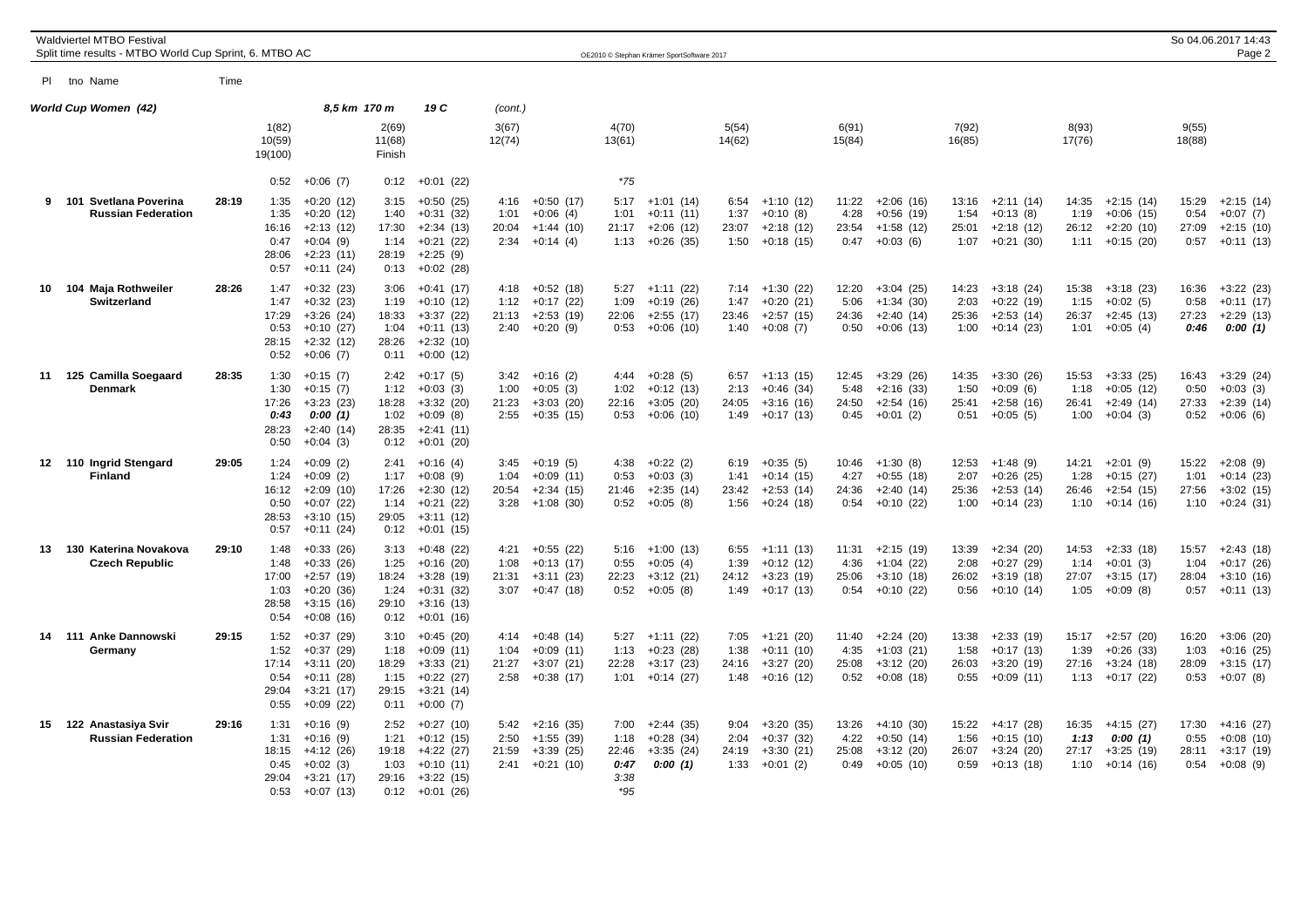# Waldviertel MTBO Festival

Split time results - MTBO World Cup Sprint, 6. MTBO AC

So 04.06.2017 14:43

## World Cup Women (42) — 8,5 km 170 m — 19 C (cont.)

| Pl | tno | Name | Time | 1(82) / 10(59) / 19(100) | 2(69) / 11(68) / Finish | 3(67) / 12(74) | 4(70) / 13(61) | 5(54) / 14(62) | 6(91) / 15(84) | 7(92) / 16(85) | 8(93) / 17(76) | 9(55) / 18(88) |
|---|---|---|---|---|---|---|---|---|---|---|---|---|
| | | | | 0:52 +0:06 (7) | 0:12 +0:01 (22) | | *75 | | | | | |
| 9 | 101 | Svetlana Poverina | 28:19 | 1:35 +0:20 (12) | 3:15 +0:50 (25) | 4:16 +0:50 (17) | 5:17 +1:01 (14) | 6:54 +1:10 (12) | 11:22 +2:06 (16) | 13:16 +2:11 (14) | 14:35 +2:15 (14) | 15:29 +2:15 (14) |
| | | Russian Federation | | 1:35 +0:20 (12) | 1:40 +0:31 (32) | 1:01 +0:06 (4) | 1:01 +0:11 (11) | 1:37 +0:10 (8) | 4:28 +0:56 (19) | 1:54 +0:13 (8) | 1:19 +0:06 (15) | 0:54 +0:07 (7) |
| | | | | 16:16 +2:13 (12) | 17:30 +2:34 (13) | 20:04 +1:44 (10) | 21:17 +2:06 (12) | 23:07 +2:18 (12) | 23:54 +1:58 (12) | 25:01 +2:18 (12) | 26:12 +2:20 (10) | 27:09 +2:15 (10) |
| | | | | 0:47 +0:04 (9) | 1:14 +0:21 (22) | 2:34 +0:14 (4) | 1:13 +0:26 (35) | 1:50 +0:18 (15) | 0:47 +0:03 (6) | 1:07 +0:21 (30) | 1:11 +0:15 (20) | 0:57 +0:11 (13) |
| | | | | 28:06 +2:23 (11) | 28:19 +2:25 (9) | | | | | | | |
| | | | | 0:57 +0:11 (24) | 0:13 +0:02 (28) | | | | | | | |
| 10 | 104 | Maja Rothweiler | 28:26 | 1:47 +0:32 (23) | 3:06 +0:41 (17) | 4:18 +0:52 (18) | 5:27 +1:11 (22) | 7:14 +1:30 (22) | 12:20 +3:04 (25) | 14:23 +3:18 (24) | 15:38 +3:18 (23) | 16:36 +3:22 (23) |
| | | Switzerland | | 1:47 +0:32 (23) | 1:19 +0:10 (12) | 1:12 +0:17 (22) | 1:09 +0:19 (26) | 1:47 +0:20 (21) | 5:06 +1:34 (30) | 2:03 +0:22 (19) | 1:15 +0:02 (5) | 0:58 +0:11 (17) |
| | | | | 17:29 +3:26 (24) | 18:33 +3:37 (22) | 21:13 +2:53 (19) | 22:06 +2:55 (17) | 23:46 +2:57 (15) | 24:36 +2:40 (14) | 25:36 +2:53 (14) | 26:37 +2:45 (13) | 27:23 +2:29 (13) |
| | | | | 0:53 +0:10 (27) | 1:04 +0:11 (13) | 2:40 +0:20 (9) | 0:53 +0:06 (10) | 1:40 +0:08 (7) | 0:50 +0:06 (13) | 1:00 +0:14 (23) | 1:01 +0:05 (4) | ***0:46 0:00 (1)*** |
| | | | | 28:15 +2:32 (12) | 28:26 +2:32 (10) | | | | | | | |
| | | | | 0:52 +0:06 (7) | 0:11 +0:00 (12) | | | | | | | |
| 11 | 125 | Camilla Soegaard | 28:35 | 1:30 +0:15 (7) | 2:42 +0:17 (5) | 3:42 +0:16 (2) | 4:44 +0:28 (5) | 6:57 +1:13 (15) | 12:45 +3:29 (26) | 14:35 +3:30 (26) | 15:53 +3:33 (25) | 16:43 +3:29 (24) |
| | | Denmark | | 1:30 +0:15 (7) | 1:12 +0:03 (3) | 1:00 +0:05 (3) | 1:02 +0:12 (13) | 2:13 +0:46 (34) | 5:48 +2:16 (33) | 1:50 +0:09 (6) | 1:18 +0:05 (12) | 0:50 +0:03 (3) |
| | | | | 17:26 +3:23 (23) | 18:28 +3:32 (20) | 21:23 +3:03 (20) | 22:16 +3:05 (20) | 24:05 +3:16 (16) | 24:50 +2:54 (16) | 25:41 +2:58 (16) | 26:41 +2:49 (14) | 27:33 +2:39 (14) |
| | | | | ***0:43 0:00 (1)*** | 1:02 +0:09 (8) | 2:55 +0:35 (15) | 0:53 +0:06 (10) | 1:49 +0:17 (13) | 0:45 +0:01 (2) | 0:51 +0:05 (5) | 1:00 +0:04 (3) | 0:52 +0:06 (6) |
| | | | | 28:23 +2:40 (14) | 28:35 +2:41 (11) | | | | | | | |
| | | | | 0:50 +0:04 (3) | 0:12 +0:01 (20) | | | | | | | |
| 12 | 110 | Ingrid Stengard | 29:05 | 1:24 +0:09 (2) | 2:41 +0:16 (4) | 3:45 +0:19 (5) | 4:38 +0:22 (2) | 6:19 +0:35 (5) | 10:46 +1:30 (8) | 12:53 +1:48 (9) | 14:21 +2:01 (9) | 15:22 +2:08 (9) |
| | | Finland | | 1:24 +0:09 (2) | 1:17 +0:08 (9) | 1:04 +0:09 (11) | 0:53 +0:03 (3) | 1:41 +0:14 (15) | 4:27 +0:55 (18) | 2:07 +0:26 (25) | 1:28 +0:15 (27) | 1:01 +0:14 (23) |
| | | | | 16:12 +2:09 (10) | 17:26 +2:30 (12) | 20:54 +2:34 (15) | 21:46 +2:35 (14) | 23:42 +2:53 (14) | 24:36 +2:40 (14) | 25:36 +2:53 (14) | 26:46 +2:54 (15) | 27:56 +3:02 (15) |
| | | | | 0:50 +0:07 (22) | 1:14 +0:21 (22) | 3:28 +1:08 (30) | 0:52 +0:05 (8) | 1:56 +0:24 (18) | 0:54 +0:10 (22) | 1:00 +0:14 (23) | 1:10 +0:14 (16) | 1:10 +0:24 (31) |
| | | | | 28:53 +3:10 (15) | 29:05 +3:11 (12) | | | | | | | |
| | | | | 0:57 +0:11 (24) | 0:12 +0:01 (15) | | | | | | | |
| 13 | 130 | Katerina Novakova | 29:10 | 1:48 +0:33 (26) | 3:13 +0:48 (22) | 4:21 +0:55 (22) | 5:16 +1:00 (13) | 6:55 +1:11 (13) | 11:31 +2:15 (19) | 13:39 +2:34 (20) | 14:53 +2:33 (18) | 15:57 +2:43 (18) |
| | | Czech Republic | | 1:48 +0:33 (26) | 1:25 +0:16 (20) | 1:08 +0:13 (17) | 0:55 +0:05 (4) | 1:39 +0:12 (12) | 4:36 +1:04 (22) | 2:08 +0:27 (29) | 1:14 +0:01 (3) | 1:04 +0:17 (26) |
| | | | | 17:00 +2:57 (19) | 18:24 +3:28 (19) | 21:31 +3:11 (23) | 22:23 +3:12 (21) | 24:12 +3:23 (19) | 25:06 +3:10 (18) | 26:02 +3:19 (18) | 27:07 +3:15 (17) | 28:04 +3:10 (16) |
| | | | | 1:03 +0:20 (36) | 1:24 +0:31 (32) | 3:07 +0:47 (18) | 0:52 +0:05 (8) | 1:49 +0:17 (13) | 0:54 +0:10 (22) | 0:56 +0:10 (14) | 1:05 +0:09 (8) | 0:57 +0:11 (13) |
| | | | | 28:58 +3:15 (16) | 29:10 +3:16 (13) | | | | | | | |
| | | | | 0:54 +0:08 (16) | 0:12 +0:01 (16) | | | | | | | |
| 14 | 111 | Anke Dannowski | 29:15 | 1:52 +0:37 (29) | 3:10 +0:45 (20) | 4:14 +0:48 (14) | 5:27 +1:11 (22) | 7:05 +1:21 (20) | 11:40 +2:24 (20) | 13:38 +2:33 (19) | 15:17 +2:57 (20) | 16:20 +3:06 (20) |
| | | Germany | | 1:52 +0:37 (29) | 1:18 +0:09 (11) | 1:04 +0:09 (11) | 1:13 +0:23 (28) | 1:38 +0:11 (10) | 4:35 +1:03 (21) | 1:58 +0:17 (13) | 1:39 +0:26 (33) | 1:03 +0:16 (25) |
| | | | | 17:14 +3:11 (20) | 18:29 +3:33 (21) | 21:27 +3:07 (21) | 22:28 +3:17 (23) | 24:16 +3:27 (20) | 25:08 +3:12 (20) | 26:03 +3:20 (19) | 27:16 +3:24 (18) | 28:09 +3:15 (17) |
| | | | | 0:54 +0:11 (28) | 1:15 +0:22 (27) | 2:58 +0:38 (17) | 1:01 +0:14 (27) | 1:48 +0:16 (12) | 0:52 +0:08 (18) | 0:55 +0:09 (11) | 1:13 +0:17 (22) | 0:53 +0:07 (8) |
| | | | | 29:04 +3:21 (17) | 29:15 +3:21 (14) | | | | | | | |
| | | | | 0:55 +0:09 (22) | 0:11 +0:00 (7) | | | | | | | |
| 15 | 122 | Anastasiya Svir | 29:16 | 1:31 +0:16 (9) | 2:52 +0:27 (10) | 5:42 +2:16 (35) | 7:00 +2:44 (35) | 9:04 +3:20 (35) | 13:26 +4:10 (30) | 15:22 +4:17 (28) | 16:35 +4:15 (27) | 17:30 +4:16 (27) |
| | | Russian Federation | | 1:31 +0:16 (9) | 1:21 +0:12 (15) | 2:50 +1:55 (39) | 1:18 +0:28 (34) | 2:04 +0:37 (32) | 4:22 +0:50 (14) | 1:56 +0:15 (10) | ***1:13 0:00 (1)*** | 0:55 +0:08 (10) |
| | | | | 18:15 +4:12 (26) | 19:18 +4:22 (27) | 21:59 +3:39 (25) | 22:46 +3:35 (24) | 24:19 +3:30 (21) | 25:08 +3:12 (20) | 26:07 +3:24 (20) | 27:17 +3:25 (19) | 28:11 +3:17 (19) |
| | | | | 0:45 +0:02 (3) | 1:03 +0:10 (11) | 2:41 +0:21 (10) | ***0:47 0:00 (1)*** | 1:33 +0:01 (2) | 0:49 +0:05 (10) | 0:59 +0:13 (18) | 1:10 +0:14 (16) | 0:54 +0:08 (9) |
| | | | | 29:04 +3:21 (17) | 29:16 +3:22 (15) | | 3:38 | | | | | |
| | | | | 0:53 +0:07 (13) | 0:12 +0:01 (26) | | *95 | | | | | |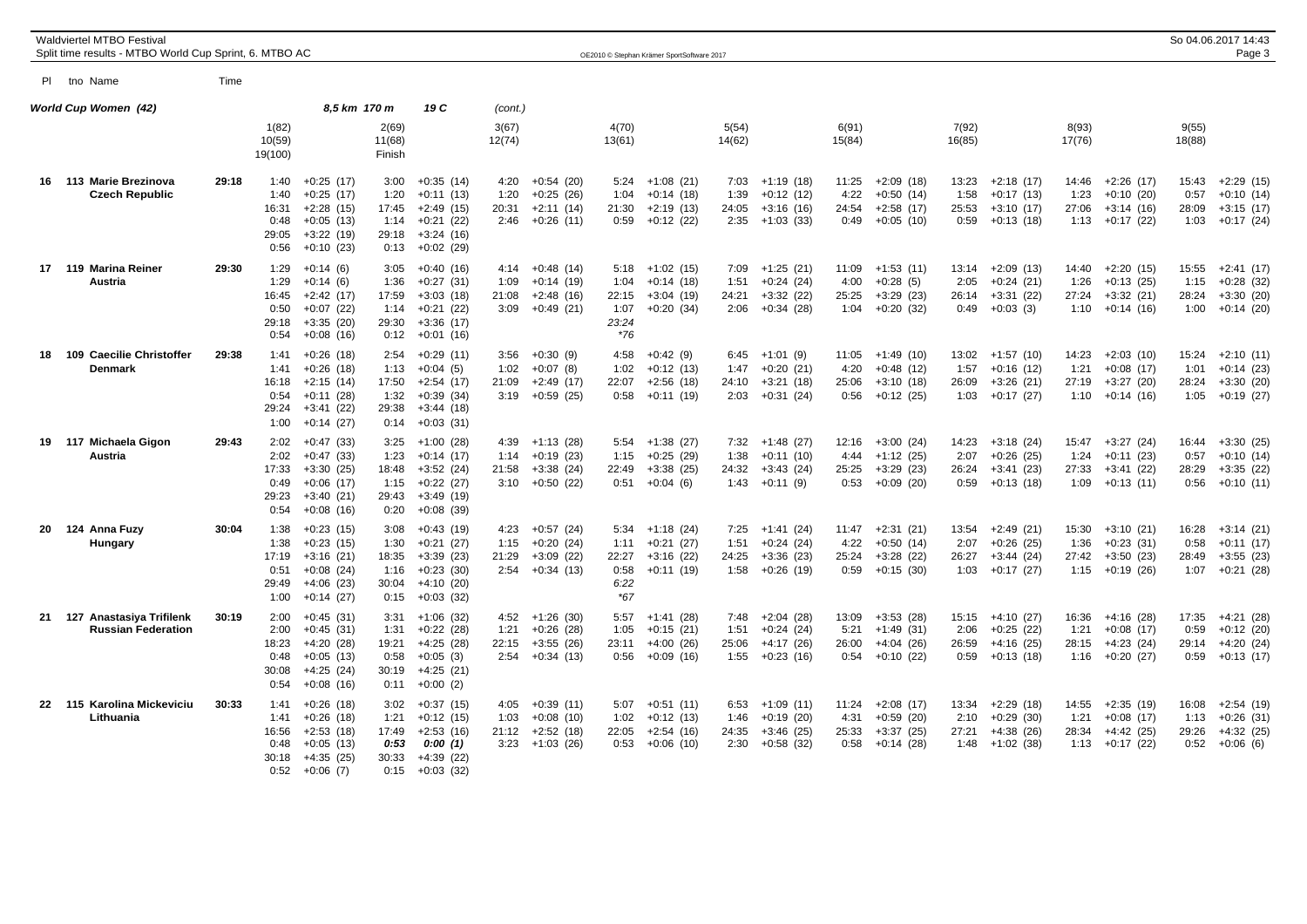Waldviertel MTBO Festival
Split time results - MTBO World Cup Sprint, 6. MTBO AC

OE2010 © Stephan Krämer SportSoftware 2017

So 04.06.2017 14:43

## World Cup Women (42) — 8,5 km 170 m 19 C (cont.)

| Pl | tno Name | Time | 1(82) / 10(59) / 19(100) | | 2(69) / 11(68) / Finish | | 3(67) / 12(74) | | 4(70) / 13(61) | | 5(54) / 14(62) | | 6(91) / 15(84) | | 7(92) / 16(85) | | 8(93) / 17(76) | | 9(55) / 18(88) | |
|---|---|---|---|---|---|---|---|---|---|---|---|---|---|---|---|---|---|---|---|---|
| 16 | 113 Marie Brezinova | 29:18 | 1:40 | +0:25 (17) | 3:00 | +0:35 (14) | 4:20 | +0:54 (20) | 5:24 | +1:08 (21) | 7:03 | +1:19 (18) | 11:25 | +2:09 (18) | 13:23 | +2:18 (17) | 14:46 | +2:26 (17) | 15:43 | +2:29 (15) |
| | Czech Republic | | 1:40 | +0:25 (17) | 1:20 | +0:11 (13) | 1:20 | +0:25 (26) | 1:04 | +0:14 (18) | 1:39 | +0:12 (12) | 4:22 | +0:50 (14) | 1:58 | +0:17 (13) | 1:23 | +0:10 (20) | 0:57 | +0:10 (14) |
| | | | 16:31 | +2:28 (15) | 17:45 | +2:49 (15) | 20:31 | +2:11 (14) | 21:30 | +2:19 (13) | 24:05 | +3:16 (16) | 24:54 | +2:58 (17) | 25:53 | +3:10 (17) | 27:06 | +3:14 (16) | 28:09 | +3:15 (17) |
| | | | 0:48 | +0:05 (13) | 1:14 | +0:21 (22) | 2:46 | +0:26 (11) | 0:59 | +0:12 (22) | 2:35 | +1:03 (33) | 0:49 | +0:05 (10) | 0:59 | +0:13 (18) | 1:13 | +0:17 (22) | 1:03 | +0:17 (24) |
| | | | 29:05 | +3:22 (19) | 29:18 | +3:24 (16) | | | | | | | | | | | | | | |
| | | | 0:56 | +0:10 (23) | 0:13 | +0:02 (29) | | | | | | | | | | | | | | |
| 17 | 119 Marina Reiner | 29:30 | 1:29 | +0:14 (6) | 3:05 | +0:40 (16) | 4:14 | +0:48 (14) | 5:18 | +1:02 (15) | 7:09 | +1:25 (21) | 11:09 | +1:53 (11) | 13:14 | +2:09 (13) | 14:40 | +2:20 (15) | 15:55 | +2:41 (17) |
| | Austria | | 1:29 | +0:14 (6) | 1:36 | +0:27 (31) | 1:09 | +0:14 (19) | 1:04 | +0:14 (18) | 1:51 | +0:24 (24) | 4:00 | +0:28 (5) | 2:05 | +0:24 (21) | 1:26 | +0:13 (25) | 1:15 | +0:28 (32) |
| | | | 16:45 | +2:42 (17) | 17:59 | +3:03 (18) | 21:08 | +2:48 (16) | 22:15 | +3:04 (19) | 24:21 | +3:32 (22) | 25:25 | +3:29 (23) | 26:14 | +3:31 (22) | 27:24 | +3:32 (21) | 28:24 | +3:30 (20) |
| | | | 0:50 | +0:07 (22) | 1:14 | +0:21 (22) | 3:09 | +0:49 (21) | 1:07 | +0:20 (34) | 2:06 | +0:34 (28) | 1:04 | +0:20 (32) | 0:49 | +0:03 (3) | 1:10 | +0:14 (16) | 1:00 | +0:14 (20) |
| | | | 29:18 | +3:35 (20) | 29:30 | +3:36 (17) | | | 23:24 | | | | | | | | | | | |
| | | | 0:54 | +0:08 (16) | 0:12 | +0:01 (16) | | | *76 | | | | | | | | | | | |
| 18 | 109 Caecilie Christoffer | 29:38 | 1:41 | +0:26 (18) | 2:54 | +0:29 (11) | 3:56 | +0:30 (9) | 4:58 | +0:42 (9) | 6:45 | +1:01 (9) | 11:05 | +1:49 (10) | 13:02 | +1:57 (10) | 14:23 | +2:03 (10) | 15:24 | +2:10 (11) |
| | Denmark | | 1:41 | +0:26 (18) | 1:13 | +0:04 (5) | 1:02 | +0:07 (8) | 1:02 | +0:12 (13) | 1:47 | +0:20 (21) | 4:20 | +0:48 (12) | 1:57 | +0:16 (12) | 1:21 | +0:08 (17) | 1:01 | +0:14 (23) |
| | | | 16:18 | +2:15 (14) | 17:50 | +2:54 (17) | 21:09 | +2:49 (17) | 22:07 | +2:56 (18) | 24:10 | +3:21 (18) | 25:06 | +3:10 (18) | 26:09 | +3:26 (21) | 27:19 | +3:27 (20) | 28:24 | +3:30 (20) |
| | | | 0:54 | +0:11 (28) | 1:32 | +0:39 (34) | 3:19 | +0:59 (25) | 0:58 | +0:11 (19) | 2:03 | +0:31 (24) | 0:56 | +0:12 (25) | 1:03 | +0:17 (27) | 1:10 | +0:14 (16) | 1:05 | +0:19 (27) |
| | | | 29:24 | +3:41 (22) | 29:38 | +3:44 (18) | | | | | | | | | | | | | | |
| | | | 1:00 | +0:14 (27) | 0:14 | +0:03 (31) | | | | | | | | | | | | | | |
| 19 | 117 Michaela Gigon | 29:43 | 2:02 | +0:47 (33) | 3:25 | +1:00 (28) | 4:39 | +1:13 (28) | 5:54 | +1:38 (27) | 7:32 | +1:48 (27) | 12:16 | +3:00 (24) | 14:23 | +3:18 (24) | 15:47 | +3:27 (24) | 16:44 | +3:30 (25) |
| | Austria | | 2:02 | +0:47 (33) | 1:23 | +0:14 (17) | 1:14 | +0:19 (23) | 1:15 | +0:25 (29) | 1:38 | +0:11 (10) | 4:44 | +1:12 (25) | 2:07 | +0:26 (25) | 1:24 | +0:11 (23) | 0:57 | +0:10 (14) |
| | | | 17:33 | +3:30 (25) | 18:48 | +3:52 (24) | 21:58 | +3:38 (24) | 22:49 | +3:38 (25) | 24:32 | +3:43 (24) | 25:25 | +3:29 (23) | 26:24 | +3:41 (23) | 27:33 | +3:41 (22) | 28:29 | +3:35 (22) |
| | | | 0:49 | +0:06 (17) | 1:15 | +0:22 (27) | 3:10 | +0:50 (22) | 0:51 | +0:04 (6) | 1:43 | +0:11 (9) | 0:53 | +0:09 (20) | 0:59 | +0:13 (18) | 1:09 | +0:13 (11) | 0:56 | +0:10 (11) |
| | | | 29:23 | +3:40 (21) | 29:43 | +3:49 (19) | | | | | | | | | | | | | | |
| | | | 0:54 | +0:08 (16) | 0:20 | +0:08 (39) | | | | | | | | | | | | | | |
| 20 | 124 Anna Fuzy | 30:04 | 1:38 | +0:23 (15) | 3:08 | +0:43 (19) | 4:23 | +0:57 (24) | 5:34 | +1:18 (24) | 7:25 | +1:41 (24) | 11:47 | +2:31 (21) | 13:54 | +2:49 (21) | 15:30 | +3:10 (21) | 16:28 | +3:14 (21) |
| | Hungary | | 1:38 | +0:23 (15) | 1:30 | +0:21 (27) | 1:15 | +0:20 (24) | 1:11 | +0:21 (27) | 1:51 | +0:24 (24) | 4:22 | +0:50 (14) | 2:07 | +0:26 (25) | 1:36 | +0:23 (31) | 0:58 | +0:11 (17) |
| | | | 17:19 | +3:16 (21) | 18:35 | +3:39 (23) | 21:29 | +3:09 (22) | 22:27 | +3:16 (22) | 24:25 | +3:36 (23) | 25:24 | +3:28 (22) | 26:27 | +3:44 (24) | 27:42 | +3:50 (23) | 28:49 | +3:55 (23) |
| | | | 0:51 | +0:08 (24) | 1:16 | +0:23 (30) | 2:54 | +0:34 (13) | 0:58 | +0:11 (19) | 1:58 | +0:26 (19) | 0:59 | +0:15 (30) | 1:03 | +0:17 (27) | 1:15 | +0:19 (26) | 1:07 | +0:21 (28) |
| | | | 29:49 | +4:06 (23) | 30:04 | +4:10 (20) | | | 6:22 | | | | | | | | | | | |
| | | | 1:00 | +0:14 (27) | 0:15 | +0:03 (32) | | | *67 | | | | | | | | | | | |
| 21 | 127 Anastasiya Trifilenk | 30:19 | 2:00 | +0:45 (31) | 3:31 | +1:06 (32) | 4:52 | +1:26 (30) | 5:57 | +1:41 (28) | 7:48 | +2:04 (28) | 13:09 | +3:53 (28) | 15:15 | +4:10 (27) | 16:36 | +4:16 (28) | 17:35 | +4:21 (28) |
| | Russian Federation | | 2:00 | +0:45 (31) | 1:31 | +0:22 (28) | 1:21 | +0:26 (28) | 1:05 | +0:15 (21) | 1:51 | +0:24 (24) | 5:21 | +1:49 (31) | 2:06 | +0:25 (22) | 1:21 | +0:08 (17) | 0:59 | +0:12 (20) |
| | | | 18:23 | +4:20 (28) | 19:21 | +4:25 (28) | 22:15 | +3:55 (26) | 23:11 | +4:00 (26) | 25:06 | +4:17 (26) | 26:00 | +4:04 (26) | 26:59 | +4:16 (25) | 28:15 | +4:23 (24) | 29:14 | +4:20 (24) |
| | | | 0:48 | +0:05 (13) | 0:58 | +0:05 (3) | 2:54 | +0:34 (13) | 0:56 | +0:09 (16) | 1:55 | +0:23 (16) | 0:54 | +0:10 (22) | 0:59 | +0:13 (18) | 1:16 | +0:20 (27) | 0:59 | +0:13 (17) |
| | | | 30:08 | +4:25 (24) | 30:19 | +4:25 (21) | | | | | | | | | | | | | | |
| | | | 0:54 | +0:08 (16) | 0:11 | +0:00 (2) | | | | | | | | | | | | | | |
| 22 | 115 Karolina Mickeviciu | 30:33 | 1:41 | +0:26 (18) | 3:02 | +0:37 (15) | 4:05 | +0:39 (11) | 5:07 | +0:51 (11) | 6:53 | +1:09 (11) | 11:24 | +2:08 (17) | 13:34 | +2:29 (18) | 14:55 | +2:35 (19) | 16:08 | +2:54 (19) |
| | Lithuania | | 1:41 | +0:26 (18) | 1:21 | +0:12 (15) | 1:03 | +0:08 (10) | 1:02 | +0:12 (13) | 1:46 | +0:19 (20) | 4:31 | +0:59 (20) | 2:10 | +0:29 (30) | 1:21 | +0:08 (17) | 1:13 | +0:26 (31) |
| | | | 16:56 | +2:53 (18) | 17:49 | +2:53 (16) | 21:12 | +2:52 (18) | 22:05 | +2:54 (16) | 24:35 | +3:46 (25) | 25:33 | +3:37 (25) | 27:21 | +4:38 (26) | 28:34 | +4:42 (25) | 29:26 | +4:32 (25) |
| | | | 0:48 | +0:05 (13) | *0:53* | *0:00 (1)* | 3:23 | +1:03 (26) | 0:53 | +0:06 (10) | 2:30 | +0:58 (32) | 0:58 | +0:14 (28) | 1:48 | +1:02 (38) | 1:13 | +0:17 (22) | 0:52 | +0:06 (6) |
| | | | 30:18 | +4:35 (25) | 30:33 | +4:39 (22) | | | | | | | | | | | | | | |
| | | | 0:52 | +0:06 (7) | 0:15 | +0:03 (32) | | | | | | | | | | | | | | |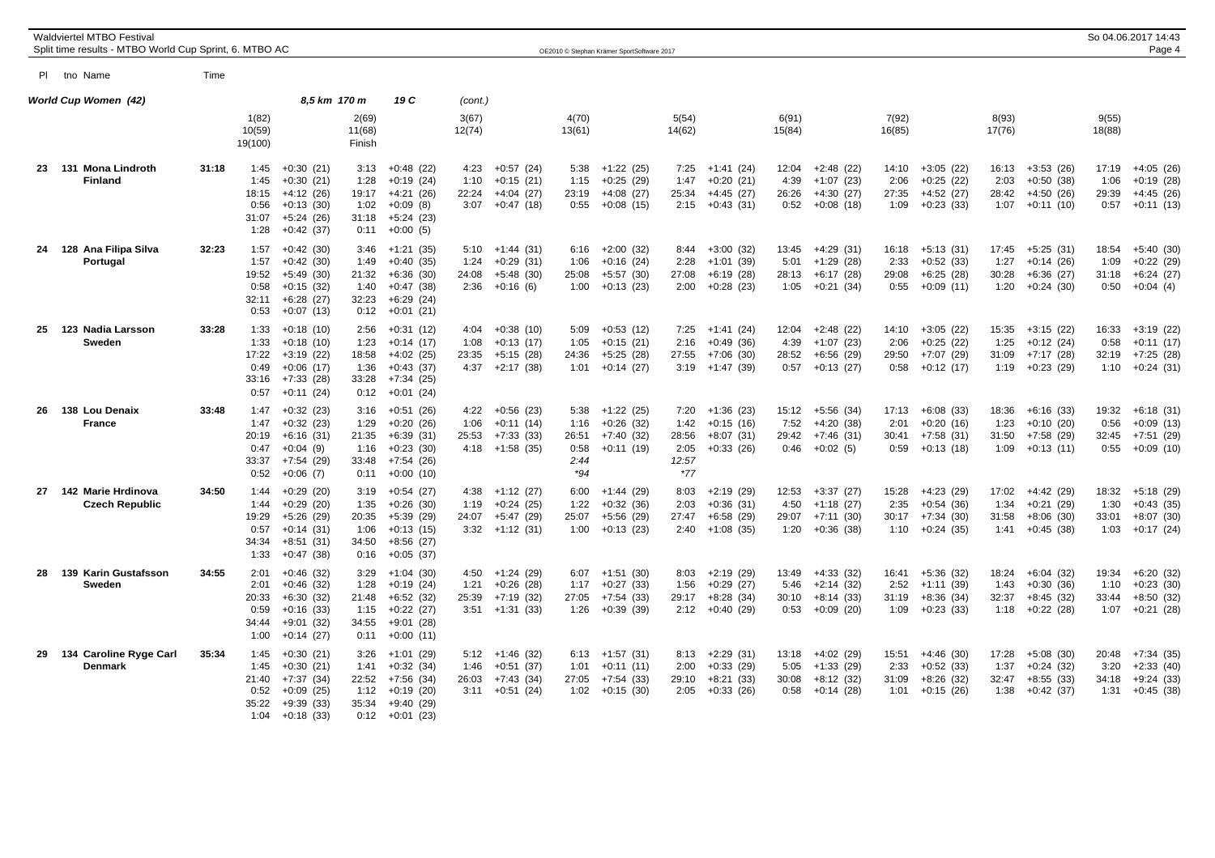Waldviertel MTBO Festival
Split time results - MTBO World Cup Sprint, 6. MTBO AC

OE2010 © Stephan Krämer SportSoftware 2017

So 04.06.2017 14:43

## World Cup Women (42) — 8,5 km 170 m 19 C (cont.)

| Pl | tno Name | Time | 1(82) / 10(59) / 19(100) | | 2(69) / 11(68) / Finish | | 3(67) / 12(74) | | 4(70) / 13(61) | | 5(54) / 14(62) | | 6(91) / 15(84) | | 7(92) / 16(85) | | 8(93) / 17(76) | | 9(55) / 18(88) | |
|---|---|---|---|---|---|---|---|---|---|---|---|---|---|---|---|---|---|---|---|---|
| 23 | 131 Mona Lindroth Finland | 31:18 | 1:45 | +0:30 (21) | 3:13 | +0:48 (22) | 4:23 | +0:57 (24) | 5:38 | +1:22 (25) | 7:25 | +1:41 (24) | 12:04 | +2:48 (22) | 14:10 | +3:05 (22) | 16:13 | +3:53 (26) | 17:19 | +4:05 (26) |
| | | | 1:45 | +0:30 (21) | 1:28 | +0:19 (24) | 1:10 | +0:15 (21) | 1:15 | +0:25 (29) | 1:47 | +0:20 (21) | 4:39 | +1:07 (23) | 2:06 | +0:25 (22) | 2:03 | +0:50 (38) | 1:06 | +0:19 (28) |
| | | | 18:15 | +4:12 (26) | 19:17 | +4:21 (26) | 22:24 | +4:04 (27) | 23:19 | +4:08 (27) | 25:34 | +4:45 (27) | 26:26 | +4:30 (27) | 27:35 | +4:52 (27) | 28:42 | +4:50 (26) | 29:39 | +4:45 (26) |
| | | | 0:56 | +0:13 (30) | 1:02 | +0:09 (8) | 3:07 | +0:47 (18) | 0:55 | +0:08 (15) | 2:15 | +0:43 (31) | 0:52 | +0:08 (18) | 1:09 | +0:23 (33) | 1:07 | +0:11 (10) | 0:57 | +0:11 (13) |
| | | | 31:07 | +5:24 (26) | 31:18 | +5:24 (23) | | | | | | | | | | | | | | |
| | | | 1:28 | +0:42 (37) | 0:11 | +0:00 (5) | | | | | | | | | | | | | | |
| 24 | 128 Ana Filipa Silva Portugal | 32:23 | 1:57 | +0:42 (30) | 3:46 | +1:21 (35) | 5:10 | +1:44 (31) | 6:16 | +2:00 (32) | 8:44 | +3:00 (32) | 13:45 | +4:29 (31) | 16:18 | +5:13 (31) | 17:45 | +5:25 (31) | 18:54 | +5:40 (30) |
| | | | 1:57 | +0:42 (30) | 1:49 | +0:40 (35) | 1:24 | +0:29 (31) | 1:06 | +0:16 (24) | 2:28 | +1:01 (39) | 5:01 | +1:29 (28) | 2:33 | +0:52 (33) | 1:27 | +0:14 (26) | 1:09 | +0:22 (29) |
| | | | 19:52 | +5:49 (30) | 21:32 | +6:36 (30) | 24:08 | +5:48 (30) | 25:08 | +5:57 (30) | 27:08 | +6:19 (28) | 28:13 | +6:17 (28) | 29:08 | +6:25 (28) | 30:28 | +6:36 (27) | 31:18 | +6:24 (27) |
| | | | 0:58 | +0:15 (32) | 1:40 | +0:47 (38) | 2:36 | +0:16 (6) | 1:00 | +0:13 (23) | 2:00 | +0:28 (23) | 1:05 | +0:21 (34) | 0:55 | +0:09 (11) | 1:20 | +0:24 (30) | 0:50 | +0:04 (4) |
| | | | 32:11 | +6:28 (27) | 32:23 | +6:29 (24) | | | | | | | | | | | | | | |
| | | | 0:53 | +0:07 (13) | 0:12 | +0:01 (21) | | | | | | | | | | | | | | |
| 25 | 123 Nadia Larsson Sweden | 33:28 | 1:33 | +0:18 (10) | 2:56 | +0:31 (12) | 4:04 | +0:38 (10) | 5:09 | +0:53 (12) | 7:25 | +1:41 (24) | 12:04 | +2:48 (22) | 14:10 | +3:05 (22) | 15:35 | +3:15 (22) | 16:33 | +3:19 (22) |
| | | | 1:33 | +0:18 (10) | 1:23 | +0:14 (17) | 1:08 | +0:13 (17) | 1:05 | +0:15 (21) | 2:16 | +0:49 (36) | 4:39 | +1:07 (23) | 2:06 | +0:25 (22) | 1:25 | +0:12 (24) | 0:58 | +0:11 (17) |
| | | | 17:22 | +3:19 (22) | 18:58 | +4:02 (25) | 23:35 | +5:15 (28) | 24:36 | +5:25 (28) | 27:55 | +7:06 (30) | 28:52 | +6:56 (29) | 29:50 | +7:07 (29) | 31:09 | +7:17 (28) | 32:19 | +7:25 (28) |
| | | | 0:49 | +0:06 (17) | 1:36 | +0:43 (37) | 4:37 | +2:17 (38) | 1:01 | +0:14 (27) | 3:19 | +1:47 (39) | 0:57 | +0:13 (27) | 0:58 | +0:12 (17) | 1:19 | +0:23 (29) | 1:10 | +0:24 (31) |
| | | | 33:16 | +7:33 (28) | 33:28 | +7:34 (25) | | | | | | | | | | | | | | |
| | | | 0:57 | +0:11 (24) | 0:12 | +0:01 (24) | | | | | | | | | | | | | | |
| 26 | 138 Lou Denaix France | 33:48 | 1:47 | +0:32 (23) | 3:16 | +0:51 (26) | 4:22 | +0:56 (23) | 5:38 | +1:22 (25) | 7:20 | +1:36 (23) | 15:12 | +5:56 (34) | 17:13 | +6:08 (33) | 18:36 | +6:16 (33) | 19:32 | +6:18 (31) |
| | | | 1:47 | +0:32 (23) | 1:29 | +0:20 (26) | 1:06 | +0:11 (14) | 1:16 | +0:26 (32) | 1:42 | +0:15 (16) | 7:52 | +4:20 (38) | 2:01 | +0:20 (16) | 1:23 | +0:10 (20) | 0:56 | +0:09 (13) |
| | | | 20:19 | +6:16 (31) | 21:35 | +6:39 (31) | 25:53 | +7:33 (33) | 26:51 | +7:40 (32) | 28:56 | +8:07 (31) | 29:42 | +7:46 (31) | 30:41 | +7:58 (31) | 31:50 | +7:58 (29) | 32:45 | +7:51 (29) |
| | | | 0:47 | +0:04 (9) | 1:16 | +0:23 (30) | 4:18 | +1:58 (35) | 0:58 | +0:11 (19) | 2:05 | +0:33 (26) | 0:46 | +0:02 (5) | 0:59 | +0:13 (18) | 1:09 | +0:13 (11) | 0:55 | +0:09 (10) |
| | | | 33:37 | +7:54 (29) | 33:48 | +7:54 (26) | | | 2:44 | | 12:57 | | | | | | | | | |
| | | | 0:52 | +0:06 (7) | 0:11 | +0:00 (10) | | | *94 | | *77 | | | | | | | | | |
| 27 | 142 Marie Hrdinova Czech Republic | 34:50 | 1:44 | +0:29 (20) | 3:19 | +0:54 (27) | 4:38 | +1:12 (27) | 6:00 | +1:44 (29) | 8:03 | +2:19 (29) | 12:53 | +3:37 (27) | 15:28 | +4:23 (29) | 17:02 | +4:42 (29) | 18:32 | +5:18 (29) |
| | | | 1:44 | +0:29 (20) | 1:35 | +0:26 (30) | 1:19 | +0:24 (25) | 1:22 | +0:32 (34) | 2:03 | +0:36 (31) | 4:50 | +1:18 (27) | 2:35 | +0:54 (36) | 1:34 | +0:21 (29) | 1:30 | +0:43 (35) |
| | | | 19:29 | +5:26 (29) | 20:35 | +5:39 (29) | 24:07 | +5:47 (29) | 25:07 | +5:56 (29) | 27:47 | +6:58 (29) | 29:07 | +7:11 (30) | 30:17 | +7:34 (30) | 31:58 | +8:06 (30) | 33:01 | +8:07 (30) |
| | | | 0:57 | +0:14 (31) | 1:06 | +0:13 (15) | 3:32 | +1:12 (31) | 1:00 | +0:13 (23) | 2:40 | +1:08 (35) | 1:20 | +0:36 (38) | 1:10 | +0:24 (35) | 1:41 | +0:45 (38) | 1:03 | +0:17 (24) |
| | | | 34:34 | +8:51 (31) | 34:50 | +8:56 (27) | | | | | | | | | | | | | | |
| | | | 1:33 | +0:47 (38) | 0:16 | +0:05 (37) | | | | | | | | | | | | | | |
| 28 | 139 Karin Gustafsson Sweden | 34:55 | 2:01 | +0:46 (32) | 3:29 | +1:04 (30) | 4:50 | +1:24 (29) | 6:07 | +1:51 (30) | 8:03 | +2:19 (29) | 13:49 | +4:33 (32) | 16:41 | +5:36 (32) | 18:24 | +6:04 (32) | 19:34 | +6:20 (32) |
| | | | 2:01 | +0:46 (32) | 1:28 | +0:19 (24) | 1:21 | +0:26 (28) | 1:17 | +0:27 (33) | 1:56 | +0:29 (27) | 5:46 | +2:14 (32) | 2:52 | +1:11 (39) | 1:43 | +0:30 (36) | 1:10 | +0:23 (30) |
| | | | 20:33 | +6:30 (32) | 21:48 | +6:52 (32) | 25:39 | +7:19 (32) | 27:05 | +7:54 (33) | 29:17 | +8:28 (34) | 30:10 | +8:14 (33) | 31:19 | +8:36 (34) | 32:37 | +8:45 (32) | 33:44 | +8:50 (32) |
| | | | 0:59 | +0:16 (33) | 1:15 | +0:22 (27) | 3:51 | +1:31 (33) | 1:26 | +0:39 (39) | 2:12 | +0:40 (29) | 0:53 | +0:09 (20) | 1:09 | +0:23 (33) | 1:18 | +0:22 (28) | 1:07 | +0:21 (28) |
| | | | 34:44 | +9:01 (32) | 34:55 | +9:01 (28) | | | | | | | | | | | | | | |
| | | | 1:00 | +0:14 (27) | 0:11 | +0:00 (11) | | | | | | | | | | | | | | |
| 29 | 134 Caroline Ryge Carl Denmark | 35:34 | 1:45 | +0:30 (21) | 3:26 | +1:01 (29) | 5:12 | +1:46 (32) | 6:13 | +1:57 (31) | 8:13 | +2:29 (31) | 13:18 | +4:02 (29) | 15:51 | +4:46 (30) | 17:28 | +5:08 (30) | 20:48 | +7:34 (35) |
| | | | 1:45 | +0:30 (21) | 1:41 | +0:32 (34) | 1:46 | +0:51 (37) | 1:01 | +0:11 (11) | 2:00 | +0:33 (29) | 5:05 | +1:33 (29) | 2:33 | +0:52 (33) | 1:37 | +0:24 (32) | 3:20 | +2:33 (40) |
| | | | 21:40 | +7:37 (34) | 22:52 | +7:56 (34) | 26:03 | +7:43 (34) | 27:05 | +7:54 (33) | 29:10 | +8:21 (33) | 30:08 | +8:12 (32) | 31:09 | +8:26 (32) | 32:47 | +8:55 (33) | 34:18 | +9:24 (33) |
| | | | 0:52 | +0:09 (25) | 1:12 | +0:19 (20) | 3:11 | +0:51 (24) | 1:02 | +0:15 (30) | 2:05 | +0:33 (26) | 0:58 | +0:14 (28) | 1:01 | +0:15 (26) | 1:38 | +0:42 (37) | 1:31 | +0:45 (38) |
| | | | 35:22 | +9:39 (33) | 35:34 | +9:40 (29) | | | | | | | | | | | | | | |
| | | | 1:04 | +0:18 (33) | 0:12 | +0:01 (23) | | | | | | | | | | | | | | |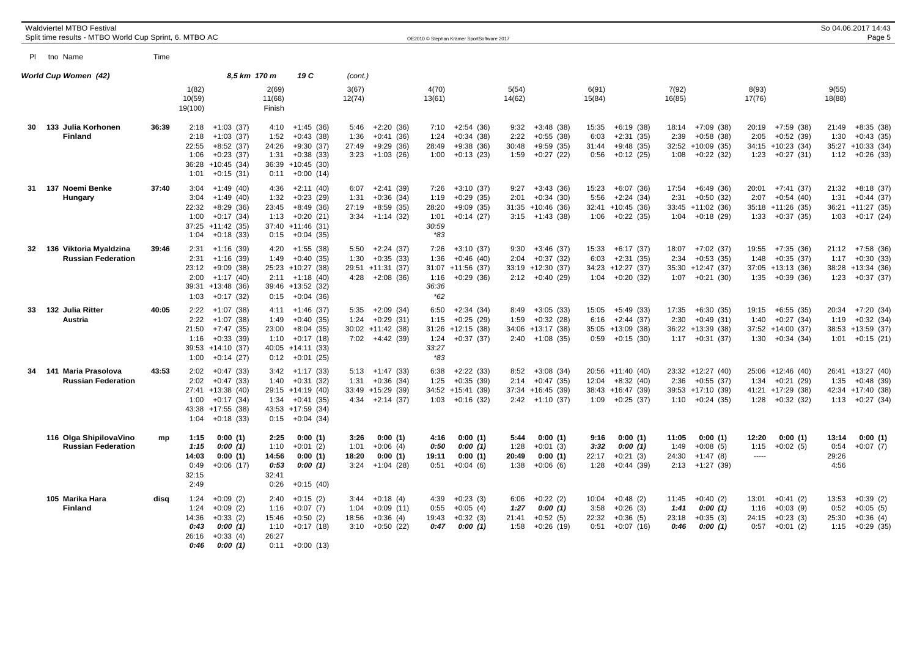Waldviertel MTBO Festival
Split time results - MTBO World Cup Sprint, 6. MTBO AC

OE2010 © Stephan Krämer SportSoftware 2017

So 04.06.2017 14:43

## World Cup Women (42) — 8,5 km 170 m 19 C (cont.)

| Pl | tno | Name | Time | 1(82) / 10(59) / 19(100) | 2(69) / 11(68) / Finish | 3(67) / 12(74) | 4(70) / 13(61) | 5(54) / 14(62) | 6(91) / 15(84) | 7(92) / 16(85) | 8(93) / 17(76) | 9(55) / 18(88) |
|---|---|---|---|---|---|---|---|---|---|---|---|---|
| 30 | 133 | Julia Korhonen, Finland | 36:39 | 2:18 +1:03 (37) | 4:10 +1:45 (36) | 5:46 +2:20 (36) | 7:10 +2:54 (36) | 9:32 +3:48 (38) | 15:35 +6:19 (38) | 18:14 +7:09 (38) | 20:19 +7:59 (38) | 21:49 +8:35 (38) |
| | | | | 2:18 +1:03 (37) | 1:52 +0:43 (38) | 1:36 +0:41 (36) | 1:24 +0:34 (38) | 2:22 +0:55 (38) | 6:03 +2:31 (35) | 2:39 +0:58 (38) | 2:05 +0:52 (39) | 1:30 +0:43 (35) |
| | | | | 22:55 +8:52 (37) | 24:26 +9:30 (37) | 27:49 +9:29 (36) | 28:49 +9:38 (36) | 30:48 +9:59 (35) | 31:44 +9:48 (35) | 32:52 +10:09 (35) | 34:15 +10:23 (34) | 35:27 +10:33 (34) |
| | | | | 1:06 +0:23 (37) | 1:31 +0:38 (33) | 3:23 +1:03 (26) | 1:00 +0:13 (23) | 1:59 +0:27 (22) | 0:56 +0:12 (25) | 1:08 +0:22 (32) | 1:23 +0:27 (31) | 1:12 +0:26 (33) |
| | | | | 36:28 +10:45 (34) | 36:39 +10:45 (30) | | | | | | | |
| | | | | 1:01 +0:15 (31) | 0:11 +0:00 (14) | | | | | | | |
| 31 | 137 | Noemi Benke, Hungary | 37:40 | 3:04 +1:49 (40) | 4:36 +2:11 (40) | 6:07 +2:41 (39) | 7:26 +3:10 (37) | 9:27 +3:43 (36) | 15:23 +6:07 (36) | 17:54 +6:49 (36) | 20:01 +7:41 (37) | 21:32 +8:18 (37) |
| | | | | 3:04 +1:49 (40) | 1:32 +0:23 (29) | 1:31 +0:36 (34) | 1:19 +0:29 (35) | 2:01 +0:34 (30) | 5:56 +2:24 (34) | 2:31 +0:50 (32) | 2:07 +0:54 (40) | 1:31 +0:44 (37) |
| | | | | 22:32 +8:29 (36) | 23:45 +8:49 (36) | 27:19 +8:59 (35) | 28:20 +9:09 (35) | 31:35 +10:46 (36) | 32:41 +10:45 (36) | 33:45 +11:02 (36) | 35:18 +11:26 (35) | 36:21 +11:27 (35) |
| | | | | 1:00 +0:17 (34) | 1:13 +0:20 (21) | 3:34 +1:14 (32) | 1:01 +0:14 (27) | 3:15 +1:43 (38) | 1:06 +0:22 (35) | 1:04 +0:18 (29) | 1:33 +0:37 (35) | 1:03 +0:17 (24) |
| | | | | 37:25 +11:42 (35) | 37:40 +11:46 (31) | | 30:59 | | | | | |
| | | | | 1:04 +0:18 (33) | 0:15 +0:04 (35) | | *83 | | | | | |
| 32 | 136 | Viktoria Myaldzina, Russian Federation | 39:46 | 2:31 +1:16 (39) | 4:20 +1:55 (38) | 5:50 +2:24 (37) | 7:26 +3:10 (37) | 9:30 +3:46 (37) | 15:33 +6:17 (37) | 18:07 +7:02 (37) | 19:55 +7:35 (36) | 21:12 +7:58 (36) |
| | | | | 2:31 +1:16 (39) | 1:49 +0:40 (35) | 1:30 +0:35 (33) | 1:36 +0:46 (40) | 2:04 +0:37 (32) | 6:03 +2:31 (35) | 2:34 +0:53 (35) | 1:48 +0:35 (37) | 1:17 +0:30 (33) |
| | | | | 23:12 +9:09 (38) | 25:23 +10:27 (38) | 29:51 +11:31 (37) | 31:07 +11:56 (37) | 33:19 +12:30 (37) | 34:23 +12:27 (37) | 35:30 +12:47 (37) | 37:05 +13:13 (36) | 38:28 +13:34 (36) |
| | | | | 2:00 +1:17 (40) | 2:11 +1:18 (40) | 4:28 +2:08 (36) | 1:16 +0:29 (36) | 2:12 +0:40 (29) | 1:04 +0:20 (32) | 1:07 +0:21 (30) | 1:35 +0:39 (36) | 1:23 +0:37 (37) |
| | | | | 39:31 +13:48 (36) | 39:46 +13:52 (32) | | 36:36 | | | | | |
| | | | | 1:03 +0:17 (32) | 0:15 +0:04 (36) | | *62 | | | | | |
| 33 | 132 | Julia Ritter, Austria | 40:05 | 2:22 +1:07 (38) | 4:11 +1:46 (37) | 5:35 +2:09 (34) | 6:50 +2:34 (34) | 8:49 +3:05 (33) | 15:05 +5:49 (33) | 17:35 +6:30 (35) | 19:15 +6:55 (35) | 20:34 +7:20 (34) |
| | | | | 2:22 +1:07 (38) | 1:49 +0:40 (35) | 1:24 +0:29 (31) | 1:15 +0:25 (29) | 1:59 +0:32 (28) | 6:16 +2:44 (37) | 2:30 +0:49 (31) | 1:40 +0:27 (34) | 1:19 +0:32 (34) |
| | | | | 21:50 +7:47 (35) | 23:00 +8:04 (35) | 30:02 +11:42 (38) | 31:26 +12:15 (38) | 34:06 +13:17 (38) | 35:05 +13:09 (38) | 36:22 +13:39 (38) | 37:52 +14:00 (37) | 38:53 +13:59 (37) |
| | | | | 1:16 +0:33 (39) | 1:10 +0:17 (18) | 7:02 +4:42 (39) | 1:24 +0:37 (37) | 2:40 +1:08 (35) | 0:59 +0:15 (30) | 1:17 +0:31 (37) | 1:30 +0:34 (34) | 1:01 +0:15 (21) |
| | | | | 39:53 +14:10 (37) | 40:05 +14:11 (33) | | 33:27 | | | | | |
| | | | | 1:00 +0:14 (27) | 0:12 +0:01 (25) | | *83 | | | | | |
| 34 | 141 | Maria Prasolova, Russian Federation | 43:53 | 2:02 +0:47 (33) | 3:42 +1:17 (33) | 5:13 +1:47 (33) | 6:38 +2:22 (33) | 8:52 +3:08 (34) | 20:56 +11:40 (40) | 23:32 +12:27 (40) | 25:06 +12:46 (40) | 26:41 +13:27 (40) |
| | | | | 2:02 +0:47 (33) | 1:40 +0:31 (32) | 1:31 +0:36 (34) | 1:25 +0:35 (39) | 2:14 +0:47 (35) | 12:04 +8:32 (40) | 2:36 +0:55 (37) | 1:34 +0:21 (29) | 1:35 +0:48 (39) |
| | | | | 27:41 +13:38 (40) | 29:15 +14:19 (40) | 33:49 +15:29 (39) | 34:52 +15:41 (39) | 37:34 +16:45 (39) | 38:43 +16:47 (39) | 39:53 +17:10 (39) | 41:21 +17:29 (38) | 42:34 +17:40 (38) |
| | | | | 1:00 +0:17 (34) | 1:34 +0:41 (35) | 4:34 +2:14 (37) | 1:03 +0:16 (32) | 2:42 +1:10 (37) | 1:09 +0:25 (37) | 1:10 +0:24 (35) | 1:28 +0:32 (32) | 1:13 +0:27 (34) |
| | | | | 43:38 +17:55 (38) | 43:53 +17:59 (34) | | | | | | | |
| | | | | 1:04 +0:18 (33) | 0:15 +0:04 (34) | | | | | | | |
| | 116 | Olga ShipilovaVino, Russian Federation | mp | **1:15 0:00 (1)** | **2:25 0:00 (1)** | **3:26 0:00 (1)** | **4:16 0:00 (1)** | **5:44 0:00 (1)** | **9:16 0:00 (1)** | **11:05 0:00 (1)** | **12:20 0:00 (1)** | **13:14 0:00 (1)** |
| | | | | *1:15 0:00 (1)* | 1:10 +0:01 (2) | 1:01 +0:06 (4) | *0:50 0:00 (1)* | 1:28 +0:01 (3) | *3:32 0:00 (1)* | 1:49 +0:08 (5) | 1:15 +0:02 (5) | 0:54 +0:07 (7) |
| | | | | **14:03 0:00 (1)** | **14:56 0:00 (1)** | **18:20 0:00 (1)** | **19:11 0:00 (1)** | **20:49 0:00 (1)** | 22:17 +0:21 (3) | 24:30 +1:47 (8) | ----- | 29:26 |
| | | | | 0:49 +0:06 (17) | *0:53 0:00 (1)* | 3:24 +1:04 (28) | 0:51 +0:04 (6) | 1:38 +0:06 (6) | 1:28 +0:44 (39) | 2:13 +1:27 (39) | | 4:56 |
| | | | | 32:15 | 32:41 | | | | | | | |
| | | | | 2:49 | 0:26 +0:15 (40) | | | | | | | |
| | 105 | Marika Hara, Finland | disq | 1:24 +0:09 (2) | 2:40 +0:15 (2) | 3:44 +0:18 (4) | 4:39 +0:23 (3) | 6:06 +0:22 (2) | 10:04 +0:48 (2) | 11:45 +0:40 (2) | 13:01 +0:41 (2) | 13:53 +0:39 (2) |
| | | | | 1:24 +0:09 (2) | 1:16 +0:07 (7) | 1:04 +0:09 (11) | 0:55 +0:05 (4) | *1:27 0:00 (1)* | 3:58 +0:26 (3) | *1:41 0:00 (1)* | 1:16 +0:03 (9) | 0:52 +0:05 (5) |
| | | | | 14:36 +0:33 (2) | 15:46 +0:50 (2) | 18:56 +0:36 (4) | 19:43 +0:32 (3) | 21:41 +0:52 (5) | 22:32 +0:36 (5) | 23:18 +0:35 (3) | 24:15 +0:23 (3) | 25:30 +0:36 (4) |
| | | | | *0:43 0:00 (1)* | 1:10 +0:17 (18) | 3:10 +0:50 (22) | *0:47 0:00 (1)* | 1:58 +0:26 (19) | 0:51 +0:07 (16) | *0:46 0:00 (1)* | 0:57 +0:01 (2) | 1:15 +0:29 (35) |
| | | | | 26:16 +0:33 (4) | 26:27 | | | | | | | |
| | | | | *0:46 0:00 (1)* | 0:11 +0:00 (13) | | | | | | | |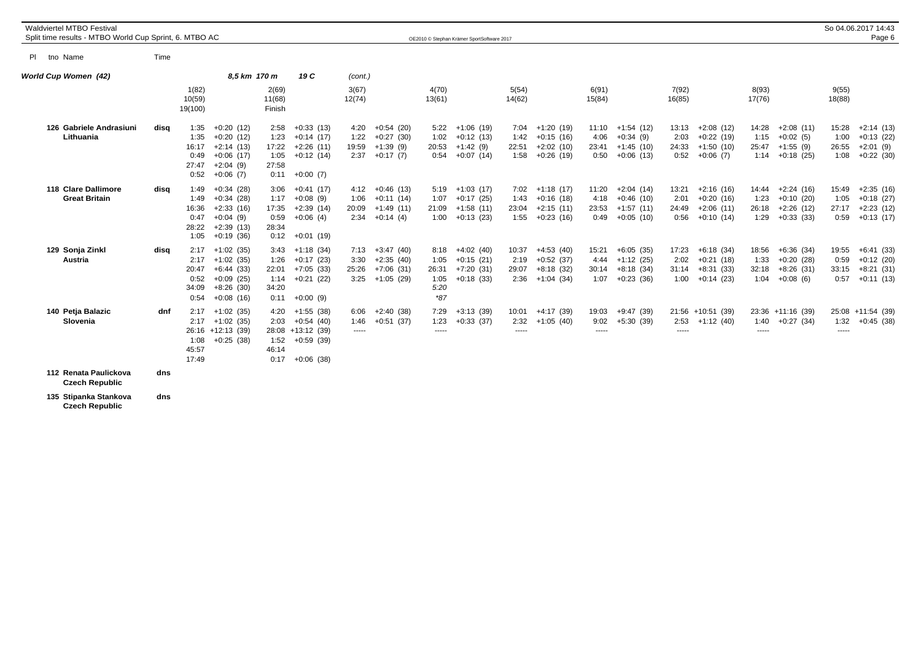Waldviertel MTBO Festival
Split time results - MTBO World Cup Sprint, 6. MTBO AC

| Pl | tno Name | Time | | | | | | | | | | | | | | | | | | |
|---|---|---|---|---|---|---|---|---|---|---|---|---|---|---|---|---|---|---|---|---|
| **World Cup Women (42)** | | | *8,5 km 170 m* | | *19 C* | | *(cont.)* | | | | | | | | | | | | | |
| | | | 1(82) 10(59) 19(100) | | 2(69) 11(68) Finish | | 3(67) 12(74) | | 4(70) 13(61) | | 5(54) 14(62) | | 6(91) 15(84) | | 7(92) 16(85) | | 8(93) 17(76) | | 9(55) 18(88) | |
| | **126 Gabriele Andrasiuni** | **disq** | 1:35 | +0:20 (12) | 2:58 | +0:33 (13) | 4:20 | +0:54 (20) | 5:22 | +1:06 (19) | 7:04 | +1:20 (19) | 11:10 | +1:54 (12) | 13:13 | +2:08 (12) | 14:28 | +2:08 (11) | 15:28 | +2:14 (13) |
| | **Lithuania** | | 1:35 | +0:20 (12) | 1:23 | +0:14 (17) | 1:22 | +0:27 (30) | 1:02 | +0:12 (13) | 1:42 | +0:15 (16) | 4:06 | +0:34 (9) | 2:03 | +0:22 (19) | 1:15 | +0:02 (5) | 1:00 | +0:13 (22) |
| | | | 16:17 | +2:14 (13) | 17:22 | +2:26 (11) | 19:59 | +1:39 (9) | 20:53 | +1:42 (9) | 22:51 | +2:02 (10) | 23:41 | +1:45 (10) | 24:33 | +1:50 (10) | 25:47 | +1:55 (9) | 26:55 | +2:01 (9) |
| | | | 0:49 | +0:06 (17) | 1:05 | +0:12 (14) | 2:37 | +0:17 (7) | 0:54 | +0:07 (14) | 1:58 | +0:26 (19) | 0:50 | +0:06 (13) | 0:52 | +0:06 (7) | 1:14 | +0:18 (25) | 1:08 | +0:22 (30) |
| | | | 27:47 | +2:04 (9) | 27:58 | | | | | | | | | | | | | | | |
| | | | 0:52 | +0:06 (7) | 0:11 | +0:00 (7) | | | | | | | | | | | | | | |
| | **118 Clare Dallimore** | **disq** | 1:49 | +0:34 (28) | 3:06 | +0:41 (17) | 4:12 | +0:46 (13) | 5:19 | +1:03 (17) | 7:02 | +1:18 (17) | 11:20 | +2:04 (14) | 13:21 | +2:16 (16) | 14:44 | +2:24 (16) | 15:49 | +2:35 (16) |
| | **Great Britain** | | 1:49 | +0:34 (28) | 1:17 | +0:08 (9) | 1:06 | +0:11 (14) | 1:07 | +0:17 (25) | 1:43 | +0:16 (18) | 4:18 | +0:46 (10) | 2:01 | +0:20 (16) | 1:23 | +0:10 (20) | 1:05 | +0:18 (27) |
| | | | 16:36 | +2:33 (16) | 17:35 | +2:39 (14) | 20:09 | +1:49 (11) | 21:09 | +1:58 (11) | 23:04 | +2:15 (11) | 23:53 | +1:57 (11) | 24:49 | +2:06 (11) | 26:18 | +2:26 (12) | 27:17 | +2:23 (12) |
| | | | 0:47 | +0:04 (9) | 0:59 | +0:06 (4) | 2:34 | +0:14 (4) | 1:00 | +0:13 (23) | 1:55 | +0:23 (16) | 0:49 | +0:05 (10) | 0:56 | +0:10 (14) | 1:29 | +0:33 (33) | 0:59 | +0:13 (17) |
| | | | 28:22 | +2:39 (13) | 28:34 | | | | | | | | | | | | | | | |
| | | | 1:05 | +0:19 (36) | 0:12 | +0:01 (19) | | | | | | | | | | | | | | |
| | **129 Sonja Zinkl** | **disq** | 2:17 | +1:02 (35) | 3:43 | +1:18 (34) | 7:13 | +3:47 (40) | 8:18 | +4:02 (40) | 10:37 | +4:53 (40) | 15:21 | +6:05 (35) | 17:23 | +6:18 (34) | 18:56 | +6:36 (34) | 19:55 | +6:41 (33) |
| | **Austria** | | 2:17 | +1:02 (35) | 1:26 | +0:17 (23) | 3:30 | +2:35 (40) | 1:05 | +0:15 (21) | 2:19 | +0:52 (37) | 4:44 | +1:12 (25) | 2:02 | +0:21 (18) | 1:33 | +0:20 (28) | 0:59 | +0:12 (20) |
| | | | 20:47 | +6:44 (33) | 22:01 | +7:05 (33) | 25:26 | +7:06 (31) | 26:31 | +7:20 (31) | 29:07 | +8:18 (32) | 30:14 | +8:18 (34) | 31:14 | +8:31 (33) | 32:18 | +8:26 (31) | 33:15 | +8:21 (31) |
| | | | 0:52 | +0:09 (25) | 1:14 | +0:21 (22) | 3:25 | +1:05 (29) | 1:05 | +0:18 (33) | 2:36 | +1:04 (34) | 1:07 | +0:23 (36) | 1:00 | +0:14 (23) | 1:04 | +0:08 (6) | 0:57 | +0:11 (13) |
| | | | 34:09 | +8:26 (30) | 34:20 | | | | 5:20 | | | | | | | | | | | |
| | | | 0:54 | +0:08 (16) | 0:11 | +0:00 (9) | | | *87 | | | | | | | | | | | |
| | **140 Petja Balazic** | **dnf** | 2:17 | +1:02 (35) | 4:20 | +1:55 (38) | 6:06 | +2:40 (38) | 7:29 | +3:13 (39) | 10:01 | +4:17 (39) | 19:03 | +9:47 (39) | 21:56 | +10:51 (39) | 23:36 | +11:16 (39) | 25:08 | +11:54 (39) |
| | **Slovenia** | | 2:17 | +1:02 (35) | 2:03 | +0:54 (40) | 1:46 | +0:51 (37) | 1:23 | +0:33 (37) | 2:32 | +1:05 (40) | 9:02 | +5:30 (39) | 2:53 | +1:12 (40) | 1:40 | +0:27 (34) | 1:32 | +0:45 (38) |
| | | | 26:16 | +12:13 (39) | 28:08 | +13:12 (39) | ----- | | ----- | | ----- | | ----- | | ----- | | ----- | | ----- | |
| | | | 1:08 | +0:25 (38) | 1:52 | +0:59 (39) | | | | | | | | | | | | | | |
| | | | 45:57 | | 46:14 | | | | | | | | | | | | | | | |
| | | | 17:49 | | 0:17 | +0:06 (38) | | | | | | | | | | | | | | |
| | **112 Renata Paulickova** | **dns** | | | | | | | | | | | | | | | | | | |
| | **Czech Republic** | | | | | | | | | | | | | | | | | | | |
| | **135 Stipanka Stankova** | **dns** | | | | | | | | | | | | | | | | | | |
| | **Czech Republic** | | | | | | | | | | | | | | | | | | | |